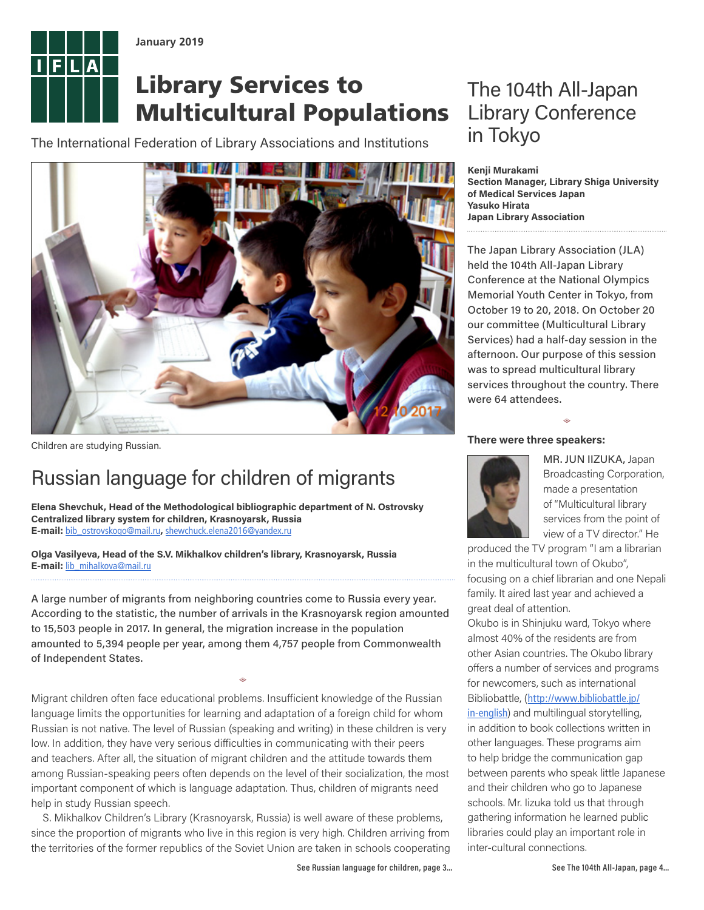January 2019

# Library Services to Multicultural Populations

The International Federation of Library Associations and Institutions

Children are studying Russian.

## Russian language for children of migrants

**Elena Shevchuk, Head of the Methodological bibliographic department of N. Ostrovsky Centralized library system for children, Krasnoyarsk, Russia**
**E-mail:** bib_ostrovskogo@mail.ru, shewchuck.elena2016@yandex.ru

**Olga Vasilyeva, Head of the S.V. Mikhalkov children's library, Krasnoyarsk, Russia**
**E-mail:** lib_mihalkova@mail.ru

A large number of migrants from neighboring countries come to Russia every year. According to the statistic, the number of arrivals in the Krasnoyarsk region amounted to 15,503 people in 2017. In general, the migration increase in the population amounted to 5,394 people per year, among them 4,757 people from Commonwealth of Independent States.

Migrant children often face educational problems. Insufficient knowledge of the Russian language limits the opportunities for learning and adaptation of a foreign child for whom Russian is not native. The level of Russian (speaking and writing) in these children is very low. In addition, they have very serious difficulties in communicating with their peers and teachers. After all, the situation of migrant children and the attitude towards them among Russian-speaking peers often depends on the level of their socialization, the most important component of which is language adaptation. Thus, children of migrants need help in study Russian speech.

S. Mikhalkov Children's Library (Krasnoyarsk, Russia) is well aware of these problems, since the proportion of migrants who live in this region is very high. Children arriving from the territories of the former republics of the Soviet Union are taken in schools cooperating

See Russian language for children, page 3...

## The 104th All-Japan Library Conference in Tokyo

**Kenji Murakami**
**Section Manager, Library Shiga University of Medical Services Japan**
**Yasuko Hirata**
**Japan Library Association**

The Japan Library Association (JLA) held the 104th All-Japan Library Conference at the National Olympics Memorial Youth Center in Tokyo, from October 19 to 20, 2018. On October 20 our committee (Multicultural Library Services) had a half-day session in the afternoon. Our purpose of this session was to spread multicultural library services throughout the country. There were 64 attendees.

**There were three speakers:**

MR. JUN IIZUKA, Japan Broadcasting Corporation, made a presentation of "Multicultural library services from the point of view of a TV director." He produced the TV program "I am a librarian in the multicultural town of Okubo", focusing on a chief librarian and one Nepali family. It aired last year and achieved a great deal of attention.

Okubo is in Shinjuku ward, Tokyo where almost 40% of the residents are from other Asian countries. The Okubo library offers a number of services and programs for newcomers, such as international Bibliobattle, (http://www.bibliobattle.jp/in-english) and multilingual storytelling, in addition to book collections written in other languages. These programs aim to help bridge the communication gap between parents who speak little Japanese and their children who go to Japanese schools. Mr. Iizuka told us that through gathering information he learned public libraries could play an important role in inter-cultural connections.

See The 104th All-Japan, page 4...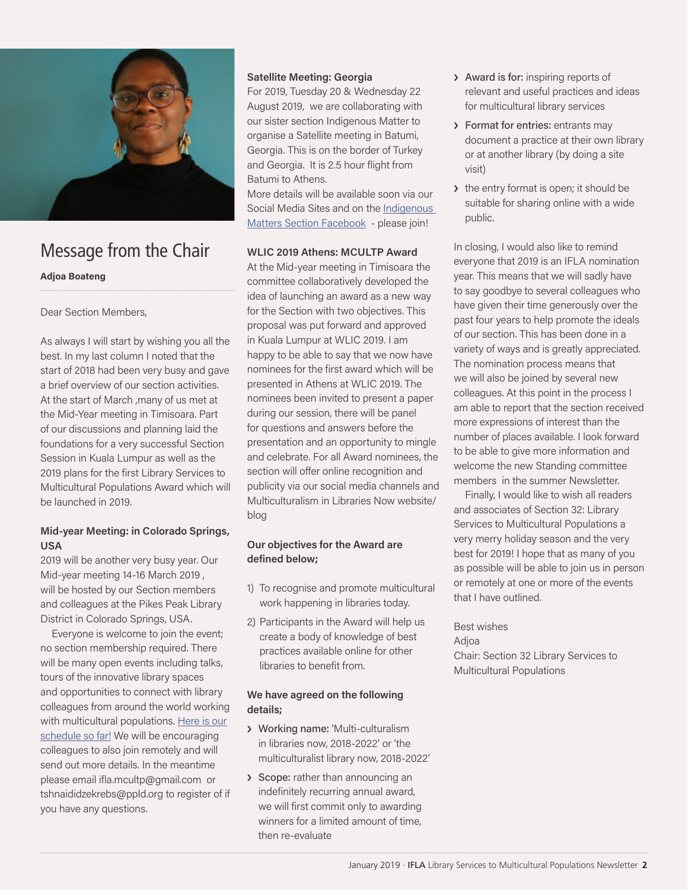## Message from the Chair

**Adjoa Boateng**

Dear Section Members,

As always I will start by wishing you all the best. In my last column I noted that the start of 2018 had been very busy and gave a brief overview of our section activities. At the start of March ,many of us met at the Mid-Year meeting in Timisoara. Part of our discussions and planning laid the foundations for a very successful Section Session in Kuala Lumpur as well as the 2019 plans for the first Library Services to Multicultural Populations Award which will be launched in 2019.

**Mid-year Meeting: in Colorado Springs, USA**

2019 will be another very busy year. Our Mid-year meeting 14-16 March 2019 , will be hosted by our Section members and colleagues at the Pikes Peak Library District in Colorado Springs, USA.

Everyone is welcome to join the event; no section membership required. There will be many open events including talks, tours of the innovative library spaces and opportunities to connect with library colleagues from around the world working with multicultural populations. Here is our schedule so far! We will be encouraging colleagues to also join remotely and will send out more details. In the meantime please email ifla.mcultp@gmail.com or tshnaididzekrebs@ppld.org to register of if you have any questions.

**Satellite Meeting: Georgia**

For 2019, Tuesday 20 & Wednesday 22 August 2019, we are collaborating with our sister section Indigenous Matter to organise a Satellite meeting in Batumi, Georgia. This is on the border of Turkey and Georgia. It is 2.5 hour flight from Batumi to Athens.

More details will be available soon via our Social Media Sites and on the Indigenous Matters Section Facebook - please join!

**WLIC 2019 Athens: MCULTP Award**

At the Mid-year meeting in Timisoara the committee collaboratively developed the idea of launching an award as a new way for the Section with two objectives. This proposal was put forward and approved in Kuala Lumpur at WLIC 2019. I am happy to be able to say that we now have nominees for the first award which will be presented in Athens at WLIC 2019. The nominees been invited to present a paper during our session, there will be panel for questions and answers before the presentation and an opportunity to mingle and celebrate. For all Award nominees, the section will offer online recognition and publicity via our social media channels and Multiculturalism in Libraries Now website/ blog

**Our objectives for the Award are defined below;**

1) To recognise and promote multicultural work happening in libraries today.
2) Participants in the Award will help us create a body of knowledge of best practices available online for other libraries to benefit from.

**We have agreed on the following details;**

- **Working name:** 'Multi-culturalism in libraries now, 2018-2022' or 'the multiculturalist library now, 2018-2022'
- **Scope:** rather than announcing an indefinitely recurring annual award, we will first commit only to awarding winners for a limited amount of time, then re-evaluate
- **Award is for:** inspiring reports of relevant and useful practices and ideas for multicultural library services
- **Format for entries:** entrants may document a practice at their own library or at another library (by doing a site visit)
- the entry format is open; it should be suitable for sharing online with a wide public.

In closing, I would also like to remind everyone that 2019 is an IFLA nomination year. This means that we will sadly have to say goodbye to several colleagues who have given their time generously over the past four years to help promote the ideals of our section. This has been done in a variety of ways and is greatly appreciated. The nomination process means that we will also be joined by several new colleagues. At this point in the process I am able to report that the section received more expressions of interest than the number of places available. I look forward to be able to give more information and welcome the new Standing committee members in the summer Newsletter.

Finally, I would like to wish all readers and associates of Section 32: Library Services to Multicultural Populations a very merry holiday season and the very best for 2019! I hope that as many of you as possible will be able to join us in person or remotely at one or more of the events that I have outlined.

Best wishes
Adjoa
Chair: Section 32 Library Services to Multicultural Populations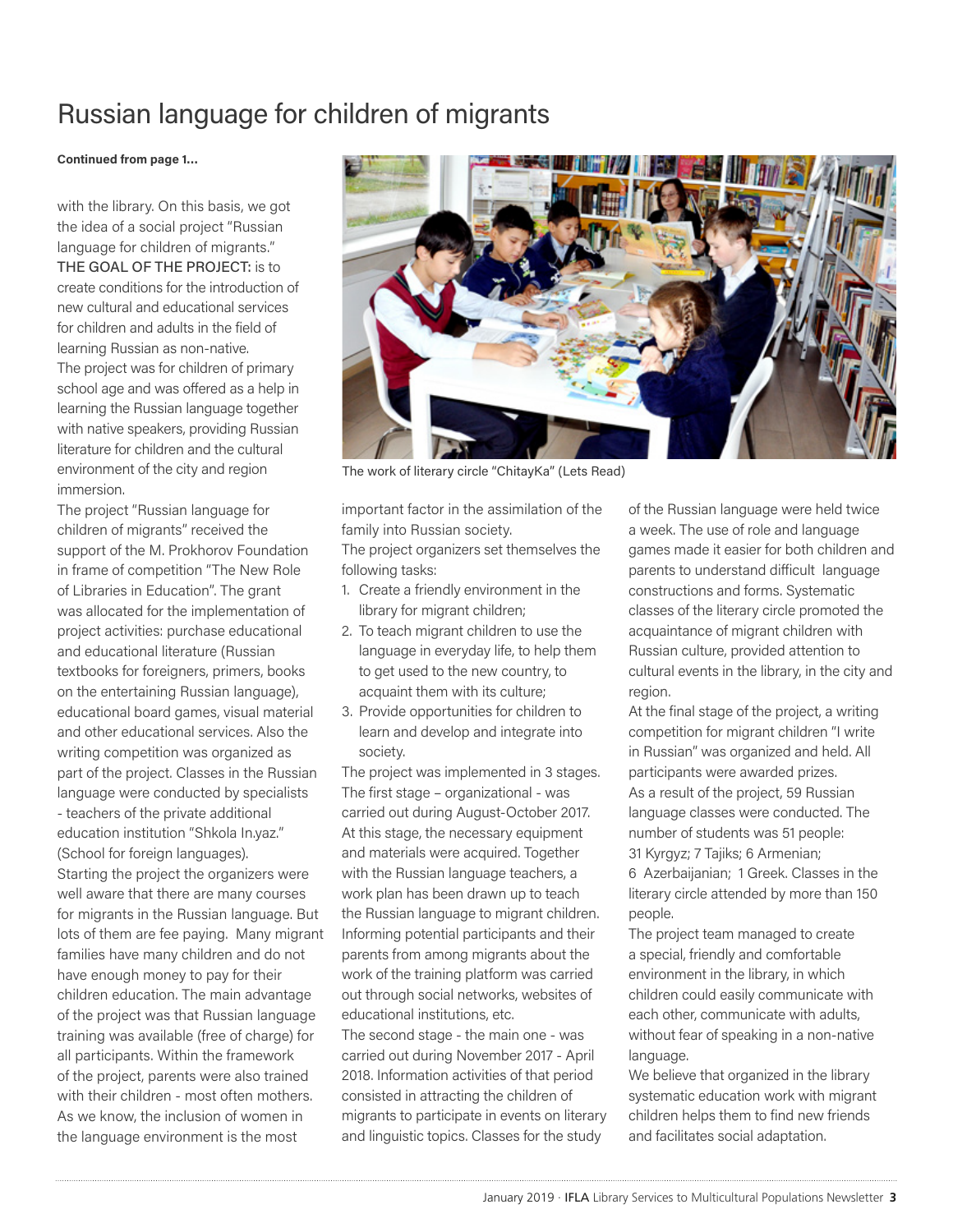# Russian language for children of migrants

**Continued from page 1...**

with the library. On this basis, we got the idea of a social project "Russian language for children of migrants."

THE GOAL OF THE PROJECT: is to create conditions for the introduction of new cultural and educational services for children and adults in the field of learning Russian as non-native.

The project was for children of primary school age and was offered as a help in learning the Russian language together with native speakers, providing Russian literature for children and the cultural environment of the city and region immersion.

The project "Russian language for children of migrants" received the support of the M. Prokhorov Foundation in frame of competition "The New Role of Libraries in Education". The grant was allocated for the implementation of project activities: purchase educational and educational literature (Russian textbooks for foreigners, primers, books on the entertaining Russian language), educational board games, visual material and other educational services. Also the writing competition was organized as part of the project. Classes in the Russian language were conducted by specialists - teachers of the private additional education institution "Shkola In.yaz." (School for foreign languages).

Starting the project the organizers were well aware that there are many courses for migrants in the Russian language. But lots of them are fee paying. Many migrant families have many children and do not have enough money to pay for their children education. The main advantage of the project was that Russian language training was available (free of charge) for all participants. Within the framework of the project, parents were also trained with their children - most often mothers. As we know, the inclusion of women in the language environment is the most important factor in the assimilation of the family into Russian society.

The work of literary circle "ChitayKa" (Lets Read)

The project organizers set themselves the following tasks:

1. Create a friendly environment in the library for migrant children;
2. To teach migrant children to use the language in everyday life, to help them to get used to the new country, to acquaint them with its culture;
3. Provide opportunities for children to learn and develop and integrate into society.

The project was implemented in 3 stages.

The first stage – organizational - was carried out during August-October 2017. At this stage, the necessary equipment and materials were acquired. Together with the Russian language teachers, a work plan has been drawn up to teach the Russian language to migrant children. Informing potential participants and their parents from among migrants about the work of the training platform was carried out through social networks, websites of educational institutions, etc.

The second stage - the main one - was carried out during November 2017 - April 2018. Information activities of that period consisted in attracting the children of migrants to participate in events on literary and linguistic topics. Classes for the study of the Russian language were held twice a week. The use of role and language games made it easier for both children and parents to understand difficult language constructions and forms. Systematic classes of the literary circle promoted the acquaintance of migrant children with Russian culture, provided attention to cultural events in the library, in the city and region.

At the final stage of the project, a writing competition for migrant children "I write in Russian" was organized and held. All participants were awarded prizes.

As a result of the project, 59 Russian language classes were conducted. The number of students was 51 people: 31 Kyrgyz; 7 Tajiks; 6 Armenian; 6 Azerbaijanian; 1 Greek. Classes in the literary circle attended by more than 150 people.

The project team managed to create a special, friendly and comfortable environment in the library, in which children could easily communicate with each other, communicate with adults, without fear of speaking in a non-native language.

We believe that organized in the library systematic education work with migrant children helps them to find new friends and facilitates social adaptation.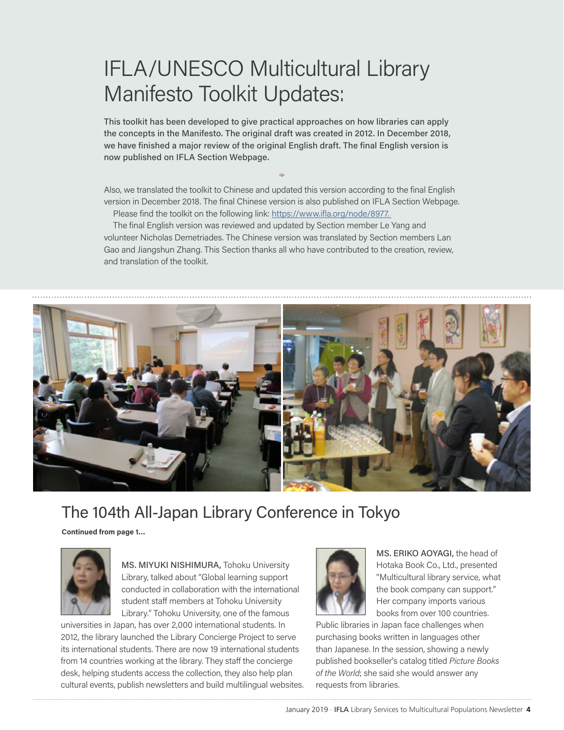# IFLA/UNESCO Multicultural Library Manifesto Toolkit Updates:

This toolkit has been developed to give practical approaches on how libraries can apply the concepts in the Manifesto. The original draft was created in 2012. In December 2018, we have finished a major review of the original English draft. The final English version is now published on IFLA Section Webpage.

Also, we translated the toolkit to Chinese and updated this version according to the final English version in December 2018. The final Chinese version is also published on IFLA Section Webpage.

Please find the toolkit on the following link: https://www.ifla.org/node/8977.

The final English version was reviewed and updated by Section member Le Yang and volunteer Nicholas Demetriades. The Chinese version was translated by Section members Lan Gao and Jiangshun Zhang. This Section thanks all who have contributed to the creation, review, and translation of the toolkit.

# The 104th All-Japan Library Conference in Tokyo

**Continued from page 1...**

MS. MIYUKI NISHIMURA, Tohoku University Library, talked about "Global learning support conducted in collaboration with the international student staff members at Tohoku University Library." Tohoku University, one of the famous universities in Japan, has over 2,000 international students. In 2012, the library launched the Library Concierge Project to serve its international students. There are now 19 international students from 14 countries working at the library. They staff the concierge desk, helping students access the collection, they also help plan cultural events, publish newsletters and build multilingual websites.

MS. ERIKO AOYAGI, the head of Hotaka Book Co., Ltd., presented "Multicultural library service, what the book company can support." Her company imports various books from over 100 countries. Public libraries in Japan face challenges when purchasing books written in languages other than Japanese. In the session, showing a newly published bookseller's catalog titled *Picture Books of the World*; she said she would answer any requests from libraries.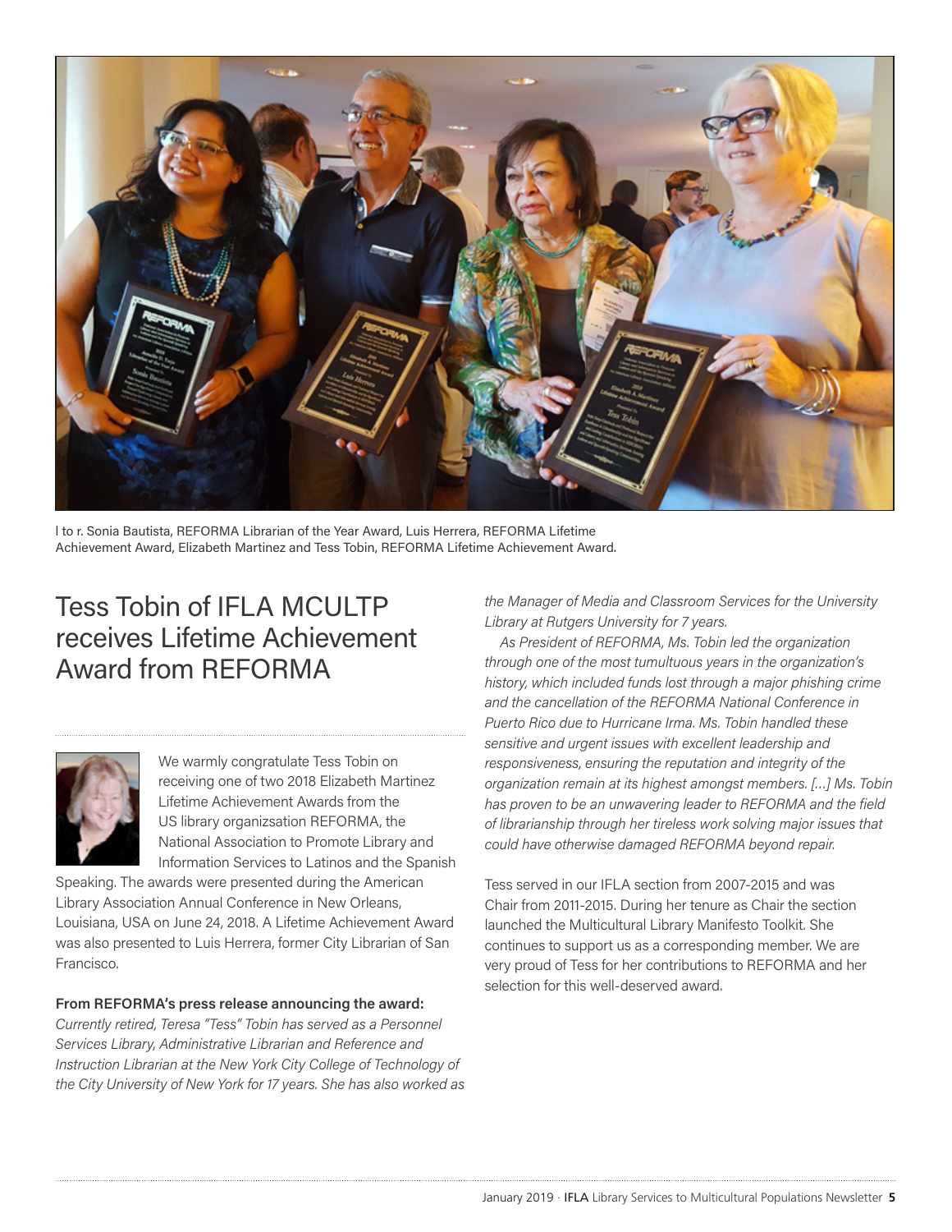l to r. Sonia Bautista, REFORMA Librarian of the Year Award, Luis Herrera, REFORMA Lifetime Achievement Award, Elizabeth Martinez and Tess Tobin, REFORMA Lifetime Achievement Award.

# Tess Tobin of IFLA MCULTP receives Lifetime Achievement Award from REFORMA

We warmly congratulate Tess Tobin on receiving one of two 2018 Elizabeth Martinez Lifetime Achievement Awards from the US library organizsation REFORMA, the National Association to Promote Library and Information Services to Latinos and the Spanish Speaking. The awards were presented during the American Library Association Annual Conference in New Orleans, Louisiana, USA on June 24, 2018. A Lifetime Achievement Award was also presented to Luis Herrera, former City Librarian of San Francisco.

**From REFORMA's press release announcing the award:**

*Currently retired, Teresa "Tess" Tobin has served as a Personnel Services Library, Administrative Librarian and Reference and Instruction Librarian at the New York City College of Technology of the City University of New York for 17 years. She has also worked as the Manager of Media and Classroom Services for the University Library at Rutgers University for 7 years.*

*As President of REFORMA, Ms. Tobin led the organization through one of the most tumultuous years in the organization's history, which included funds lost through a major phishing crime and the cancellation of the REFORMA National Conference in Puerto Rico due to Hurricane Irma. Ms. Tobin handled these sensitive and urgent issues with excellent leadership and responsiveness, ensuring the reputation and integrity of the organization remain at its highest amongst members. […] Ms. Tobin has proven to be an unwavering leader to REFORMA and the field of librarianship through her tireless work solving major issues that could have otherwise damaged REFORMA beyond repair.*

Tess served in our IFLA section from 2007-2015 and was Chair from 2011-2015. During her tenure as Chair the section launched the Multicultural Library Manifesto Toolkit. She continues to support us as a corresponding member. We are very proud of Tess for her contributions to REFORMA and her selection for this well-deserved award.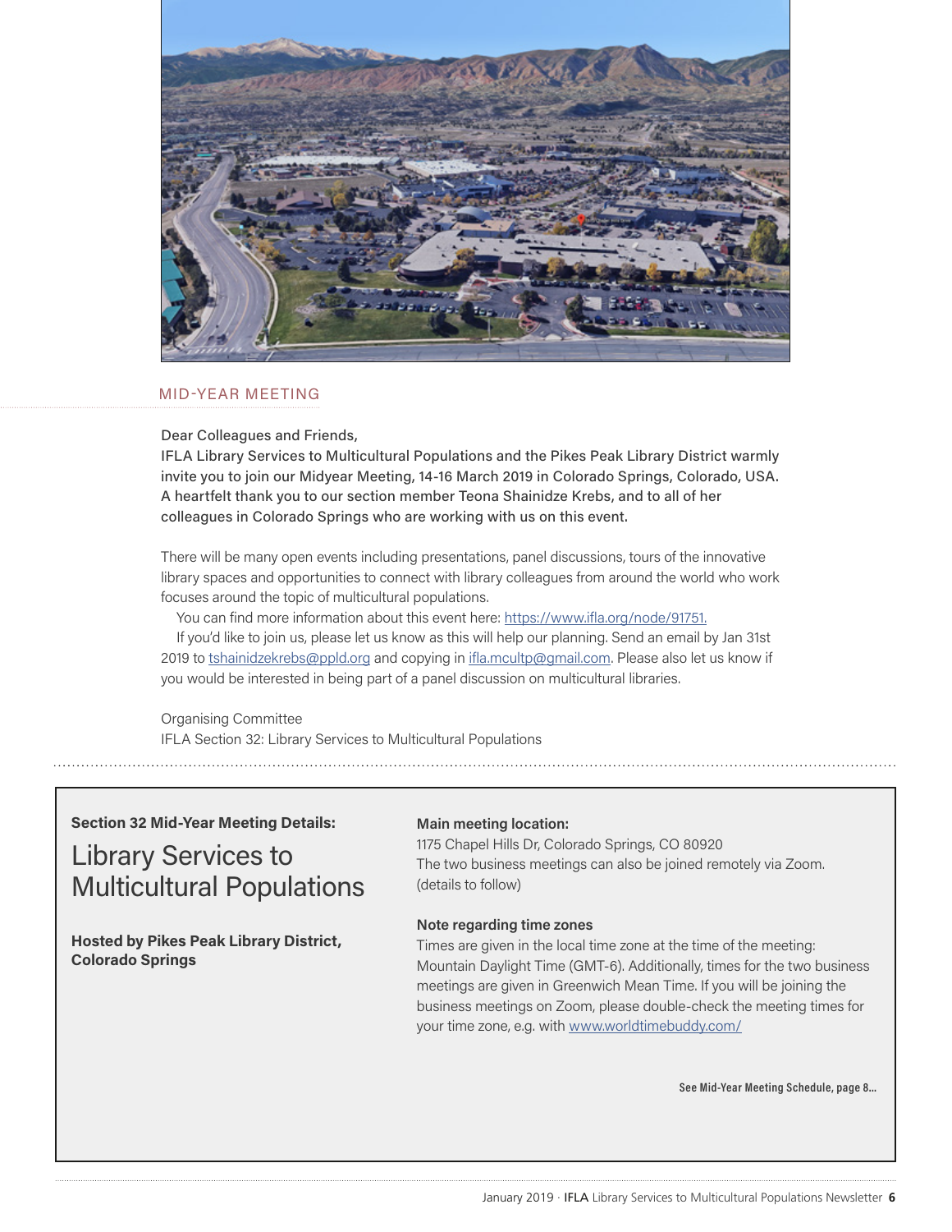## MID-YEAR MEETING

Dear Colleagues and Friends,
IFLA Library Services to Multicultural Populations and the Pikes Peak Library District warmly invite you to join our Midyear Meeting, 14-16 March 2019 in Colorado Springs, Colorado, USA. A heartfelt thank you to our section member Teona Shainidze Krebs, and to all of her colleagues in Colorado Springs who are working with us on this event.

There will be many open events including presentations, panel discussions, tours of the innovative library spaces and opportunities to connect with library colleagues from around the world who work focuses around the topic of multicultural populations.

You can find more information about this event here: https://www.ifla.org/node/91751.

If you'd like to join us, please let us know as this will help our planning. Send an email by Jan 31st 2019 to tshainidzekrebs@ppld.org and copying in ifla.mcultp@gmail.com. Please also let us know if you would be interested in being part of a panel discussion on multicultural libraries.

Organising Committee
IFLA Section 32: Library Services to Multicultural Populations

---

**Section 32 Mid-Year Meeting Details:**

# Library Services to Multicultural Populations

**Hosted by Pikes Peak Library District, Colorado Springs**

**Main meeting location:**
1175 Chapel Hills Dr, Colorado Springs, CO 80920
The two business meetings can also be joined remotely via Zoom. (details to follow)

**Note regarding time zones**
Times are given in the local time zone at the time of the meeting: Mountain Daylight Time (GMT-6). Additionally, times for the two business meetings are given in Greenwich Mean Time. If you will be joining the business meetings on Zoom, please double-check the meeting times for your time zone, e.g. with www.worldtimebuddy.com/

**See Mid-Year Meeting Schedule, page 8...**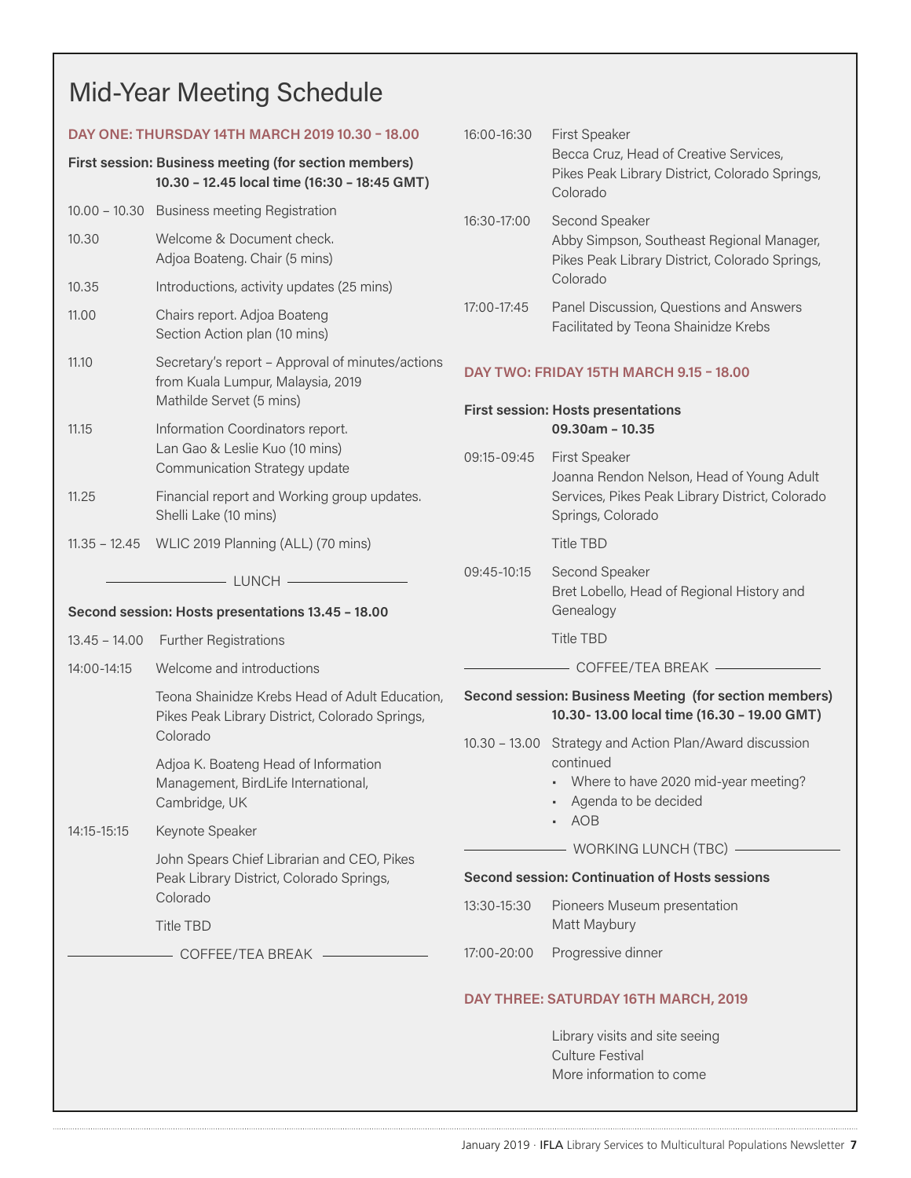# Mid-Year Meeting Schedule

## DAY ONE: THURSDAY 14TH MARCH 2019 10.30 – 18.00

**First session: Business meeting (for section members)**
**10.30 – 12.45 local time (16:30 – 18:45 GMT)**

| | |
|---|---|
| 10.00 – 10.30 | Business meeting Registration |
| 10.30 | Welcome & Document check. Adjoa Boateng. Chair (5 mins) |
| 10.35 | Introductions, activity updates (25 mins) |
| 11.00 | Chairs report. Adjoa Boateng Section Action plan (10 mins) |
| 11.10 | Secretary's report – Approval of minutes/actions from Kuala Lumpur, Malaysia, 2019 Mathilde Servet (5 mins) |
| 11.15 | Information Coordinators report. Lan Gao & Leslie Kuo (10 mins) Communication Strategy update |
| 11.25 | Financial report and Working group updates. Shelli Lake (10 mins) |
| 11.35 – 12.45 | WLIC 2019 Planning (ALL) (70 mins) |

— LUNCH —

**Second session: Hosts presentations 13.45 – 18.00**

| | |
|---|---|
| 13.45 – 14.00 | Further Registrations |
| 14:00-14:15 | Welcome and introductions<br>Teona Shainidze Krebs Head of Adult Education, Pikes Peak Library District, Colorado Springs, Colorado<br>Adjoa K. Boateng Head of Information Management, BirdLife International, Cambridge, UK |
| 14:15-15:15 | Keynote Speaker<br>John Spears Chief Librarian and CEO, Pikes Peak Library District, Colorado Springs, Colorado<br>Title TBD |

— COFFEE/TEA BREAK —

| | |
|---|---|
| 16:00-16:30 | First Speaker<br>Becca Cruz, Head of Creative Services, Pikes Peak Library District, Colorado Springs, Colorado |
| 16:30-17:00 | Second Speaker<br>Abby Simpson, Southeast Regional Manager, Pikes Peak Library District, Colorado Springs, Colorado |
| 17:00-17:45 | Panel Discussion, Questions and Answers<br>Facilitated by Teona Shainidze Krebs |

## DAY TWO: FRIDAY 15TH MARCH 9.15 – 18.00

**First session: Hosts presentations**
**09.30am – 10.35**

| | |
|---|---|
| 09:15-09:45 | First Speaker<br>Joanna Rendon Nelson, Head of Young Adult Services, Pikes Peak Library District, Colorado Springs, Colorado<br>Title TBD |
| 09:45-10:15 | Second Speaker<br>Bret Lobello, Head of Regional History and Genealogy<br>Title TBD |

— COFFEE/TEA BREAK —

**Second session: Business Meeting (for section members)**
**10.30- 13.00 local time (16.30 – 19.00 GMT)**

10.30 – 13.00 Strategy and Action Plan/Award discussion continued

- Where to have 2020 mid-year meeting?
- Agenda to be decided
- AOB

— WORKING LUNCH (TBC) —

**Second session: Continuation of Hosts sessions**

| | |
|---|---|
| 13:30-15:30 | Pioneers Museum presentation<br>Matt Maybury |
| 17:00-20:00 | Progressive dinner |

## DAY THREE: SATURDAY 16TH MARCH, 2019

Library visits and site seeing
Culture Festival
More information to come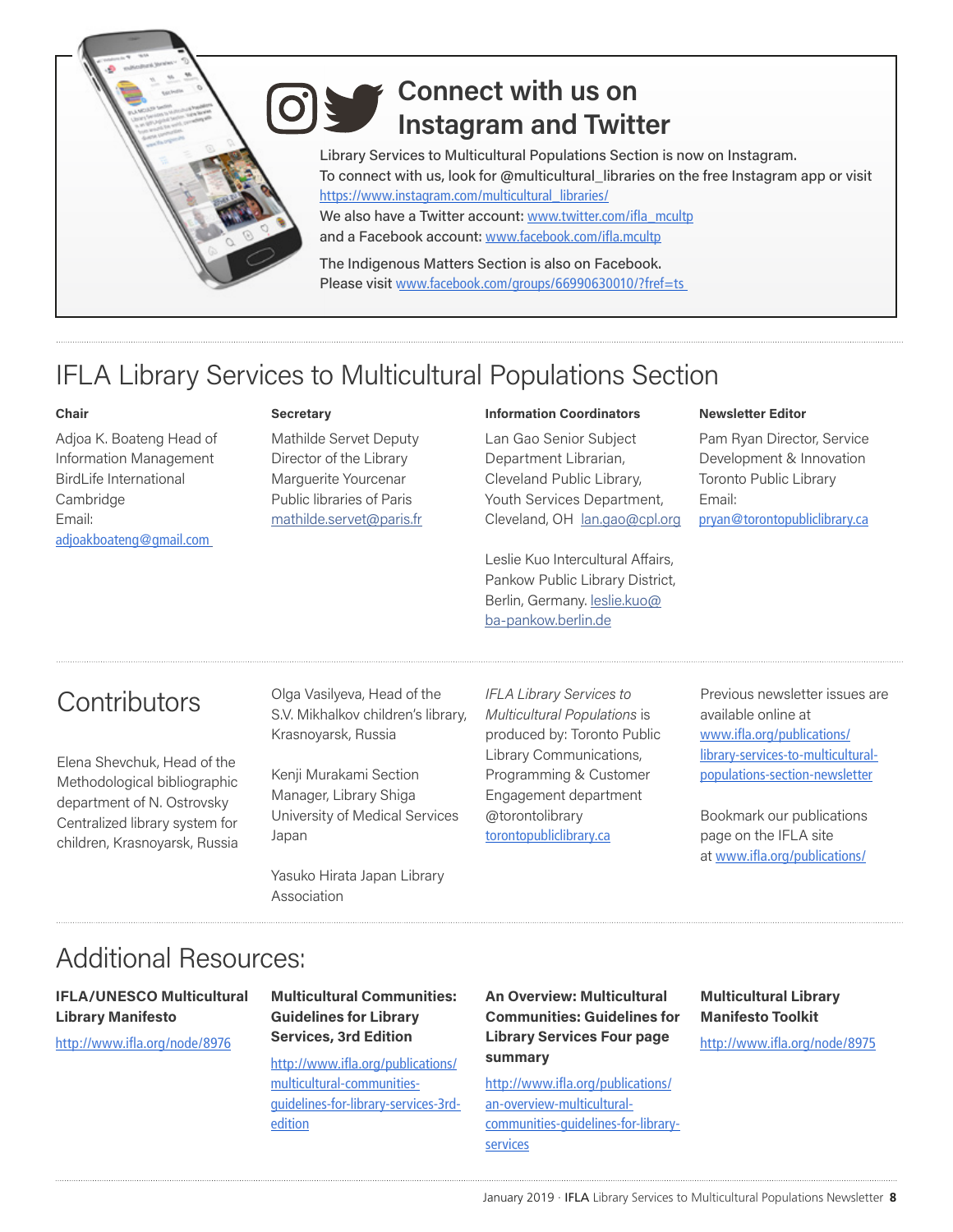## Connect with us on Instagram and Twitter

Library Services to Multicultural Populations Section is now on Instagram.
To connect with us, look for @multicultural_libraries on the free Instagram app or visit https://www.instagram.com/multicultural_libraries/
We also have a Twitter account: www.twitter.com/ifla_mcultp
and a Facebook account: www.facebook.com/ifla.mcultp

The Indigenous Matters Section is also on Facebook.
Please visit www.facebook.com/groups/66990630010/?fref=ts

# IFLA Library Services to Multicultural Populations Section

**Chair**

Adjoa K. Boateng Head of Information Management BirdLife International Cambridge
Email:
adjoakboateng@gmail.com

**Secretary**

Mathilde Servet Deputy Director of the Library Marguerite Yourcenar Public libraries of Paris
mathilde.servet@paris.fr

**Information Coordinators**

Lan Gao Senior Subject Department Librarian, Cleveland Public Library, Youth Services Department, Cleveland, OH lan.gao@cpl.org

Leslie Kuo Intercultural Affairs, Pankow Public Library District, Berlin, Germany. leslie.kuo@ba-pankow.berlin.de

**Newsletter Editor**

Pam Ryan Director, Service Development & Innovation Toronto Public Library
Email:
pryan@torontopubliclibrary.ca

# Contributors

Elena Shevchuk, Head of the Methodological bibliographic department of N. Ostrovsky Centralized library system for children, Krasnoyarsk, Russia

Olga Vasilyeva, Head of the S.V. Mikhalkov children's library, Krasnoyarsk, Russia

Kenji Murakami Section Manager, Library Shiga University of Medical Services Japan

Yasuko Hirata Japan Library Association

*IFLA Library Services to Multicultural Populations* is produced by: Toronto Public Library Communications, Programming & Customer Engagement department @torontolibrary
torontopubliclibrary.ca

Previous newsletter issues are available online at www.ifla.org/publications/library-services-to-multicultural-populations-section-newsletter

Bookmark our publications page on the IFLA site at www.ifla.org/publications/

# Additional Resources:

**IFLA/UNESCO Multicultural Library Manifesto**

http://www.ifla.org/node/8976

**Multicultural Communities: Guidelines for Library Services, 3rd Edition**

http://www.ifla.org/publications/multicultural-communities-guidelines-for-library-services-3rd-edition

**An Overview: Multicultural Communities: Guidelines for Library Services Four page summary**

http://www.ifla.org/publications/an-overview-multicultural-communities-guidelines-for-library-services

**Multicultural Library Manifesto Toolkit**

http://www.ifla.org/node/8975